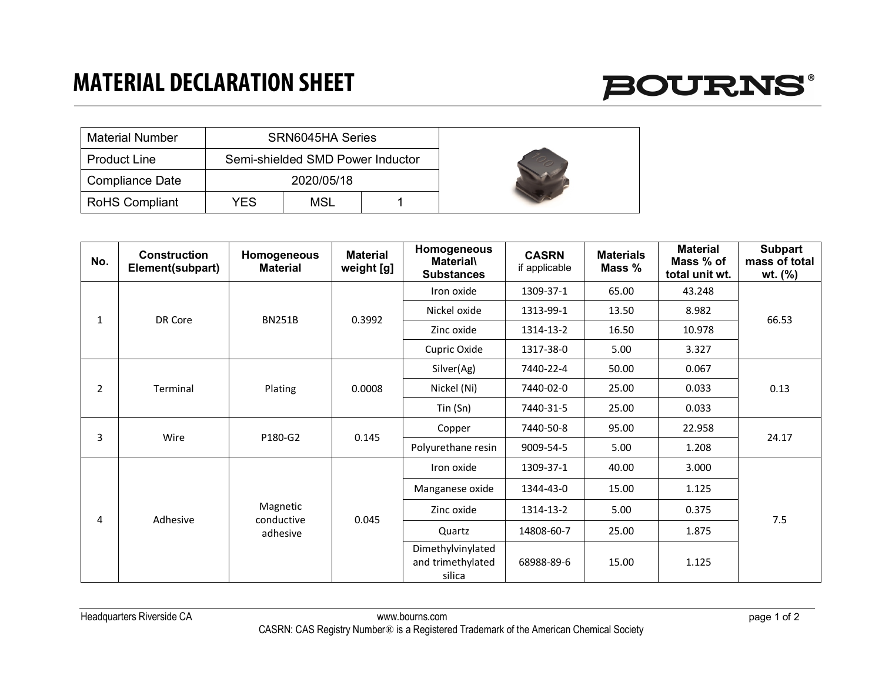# MATERIAL DECLARATION SHEET

BOURNS®

| Material Number | SRN6045HA Series | | |
|---|---|---|---|
| Product Line | Semi-shielded SMD Power Inductor | | |
| Compliance Date | 2020/05/18 | | |
| RoHS Compliant | YES | MSL | 1 |

| No. | Construction Element(subpart) | Homogeneous Material | Material weight [g] | Homogeneous Material\ Substances | CASRN if applicable | Materials Mass % | Material Mass % of total unit wt. | Subpart mass of total wt. (%) |
|---|---|---|---|---|---|---|---|---|
| 1 | DR Core | BN251B | 0.3992 | Iron oxide | 1309-37-1 | 65.00 | 43.248 | 66.53 |
| | | | | Nickel oxide | 1313-99-1 | 13.50 | 8.982 | |
| | | | | Zinc oxide | 1314-13-2 | 16.50 | 10.978 | |
| | | | | Cupric Oxide | 1317-38-0 | 5.00 | 3.327 | |
| 2 | Terminal | Plating | 0.0008 | Silver(Ag) | 7440-22-4 | 50.00 | 0.067 | 0.13 |
| | | | | Nickel (Ni) | 7440-02-0 | 25.00 | 0.033 | |
| | | | | Tin (Sn) | 7440-31-5 | 25.00 | 0.033 | |
| 3 | Wire | P180-G2 | 0.145 | Copper | 7440-50-8 | 95.00 | 22.958 | 24.17 |
| | | | | Polyurethane resin | 9009-54-5 | 5.00 | 1.208 | |
| 4 | Adhesive | Magnetic conductive adhesive | 0.045 | Iron oxide | 1309-37-1 | 40.00 | 3.000 | 7.5 |
| | | | | Manganese oxide | 1344-43-0 | 15.00 | 1.125 | |
| | | | | Zinc oxide | 1314-13-2 | 5.00 | 0.375 | |
| | | | | Quartz | 14808-60-7 | 25.00 | 1.875 | |
| | | | | Dimethylvinylated and trimethylated silica | 68988-89-6 | 15.00 | 1.125 | |

Headquarters Riverside CA www.bourns.com

CASRN: CAS Registry Number® is a Registered Trademark of the American Chemical Society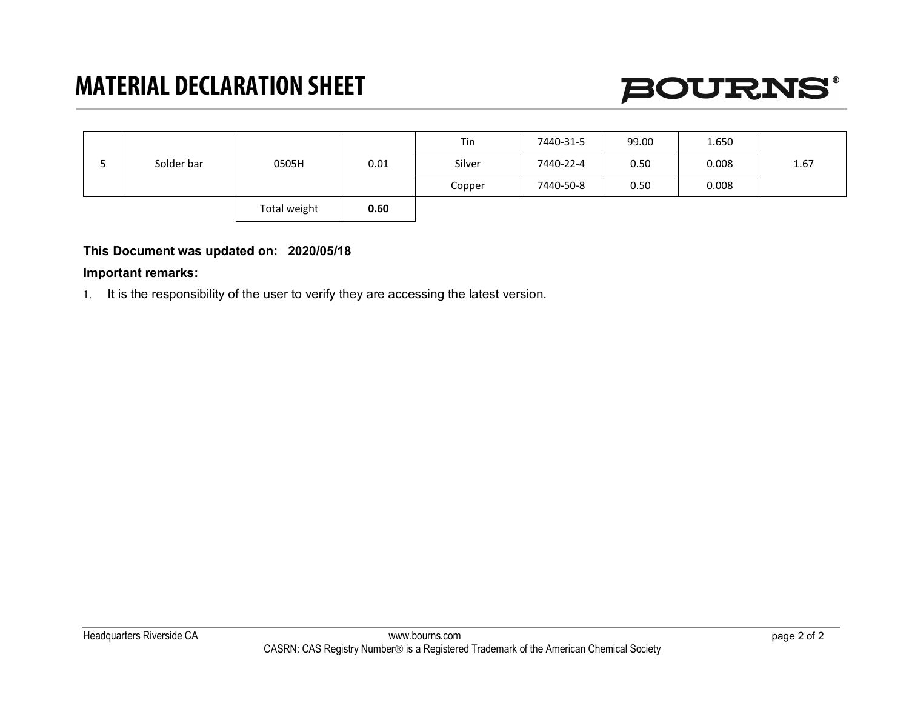# MATERIAL DECLARATION SHEET

| | | | | | | | | |
|---|---|---|---|---|---|---|---|---|
| 5 | Solder bar | 0505H | 0.01 | Tin | 7440-31-5 | 99.00 | 1.650 | 1.67 |
| | | | | Silver | 7440-22-4 | 0.50 | 0.008 | |
| | | | | Copper | 7440-50-8 | 0.50 | 0.008 | |
| | | Total weight | **0.60** | | | | | |

**This Document was updated on: 2020/05/18**

**Important remarks:**

1. It is the responsibility of the user to verify they are accessing the latest version.

Headquarters Riverside CA www.bourns.com

CASRN: CAS Registry Number® is a Registered Trademark of the American Chemical Society